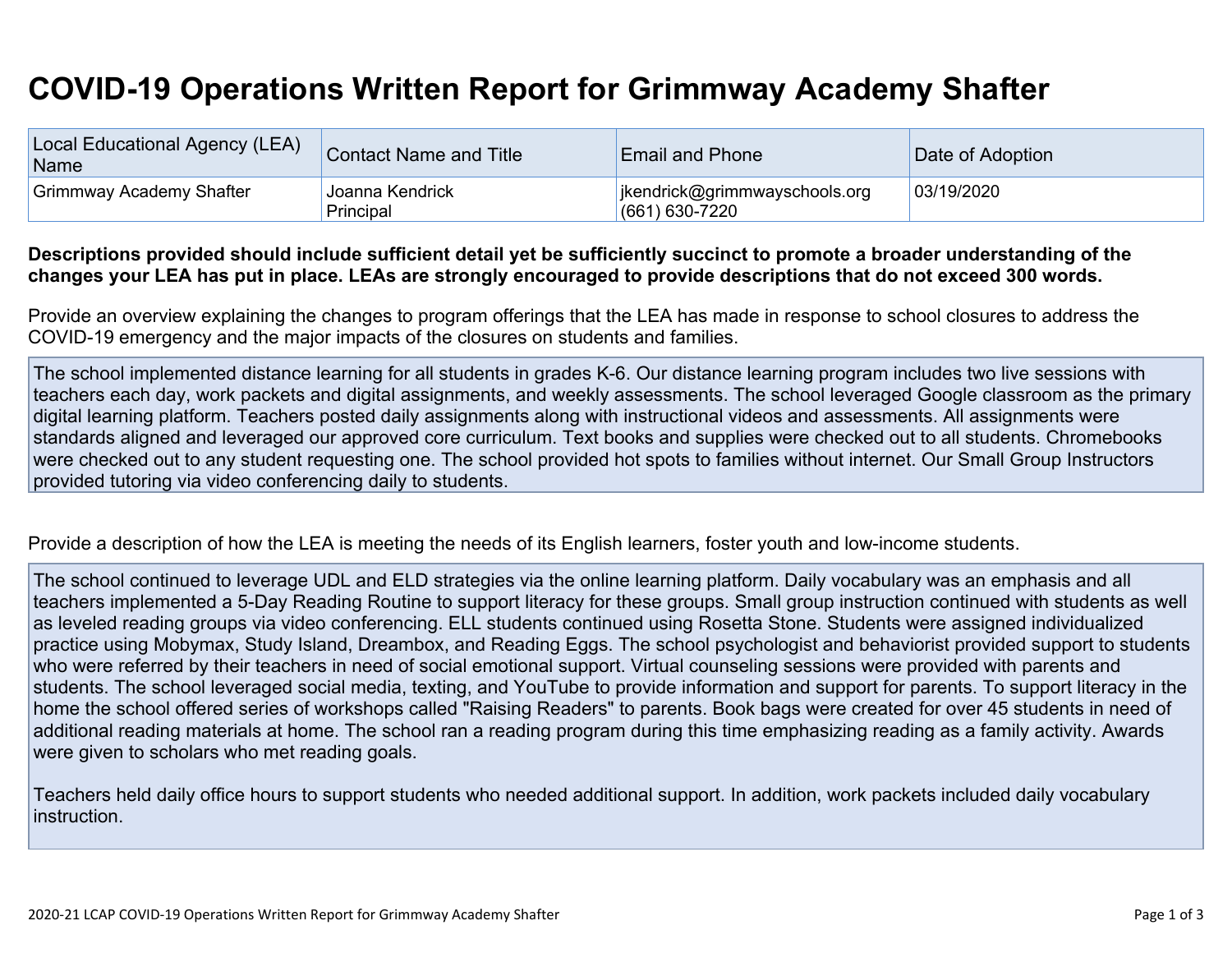# COVID-19 Operations Written Report for Grimmway Academy Shafter

| Local Educational Agency (LEA) Name | Contact Name and Title | Email and Phone | Date of Adoption |
| --- | --- | --- | --- |
| Grimmway Academy Shafter | Joanna Kendrick<br>Principal | jkendrick@grimmwayschools.org<br>(661) 630-7220 | 03/19/2020 |

**Descriptions provided should include sufficient detail yet be sufficiently succinct to promote a broader understanding of the changes your LEA has put in place. LEAs are strongly encouraged to provide descriptions that do not exceed 300 words.**

Provide an overview explaining the changes to program offerings that the LEA has made in response to school closures to address the COVID-19 emergency and the major impacts of the closures on students and families.

The school implemented distance learning for all students in grades K-6. Our distance learning program includes two live sessions with teachers each day, work packets and digital assignments, and weekly assessments. The school leveraged Google classroom as the primary digital learning platform. Teachers posted daily assignments along with instructional videos and assessments. All assignments were standards aligned and leveraged our approved core curriculum. Text books and supplies were checked out to all students. Chromebooks were checked out to any student requesting one. The school provided hot spots to families without internet. Our Small Group Instructors provided tutoring via video conferencing daily to students.

Provide a description of how the LEA is meeting the needs of its English learners, foster youth and low-income students.

The school continued to leverage UDL and ELD strategies via the online learning platform. Daily vocabulary was an emphasis and all teachers implemented a 5-Day Reading Routine to support literacy for these groups. Small group instruction continued with students as well as leveled reading groups via video conferencing. ELL students continued using Rosetta Stone. Students were assigned individualized practice using Mobymax, Study Island, Dreambox, and Reading Eggs. The school psychologist and behaviorist provided support to students who were referred by their teachers in need of social emotional support. Virtual counseling sessions were provided with parents and students. The school leveraged social media, texting, and YouTube to provide information and support for parents. To support literacy in the home the school offered series of workshops called "Raising Readers" to parents. Book bags were created for over 45 students in need of additional reading materials at home. The school ran a reading program during this time emphasizing reading as a family activity. Awards were given to scholars who met reading goals.

Teachers held daily office hours to support students who needed additional support. In addition, work packets included daily vocabulary instruction.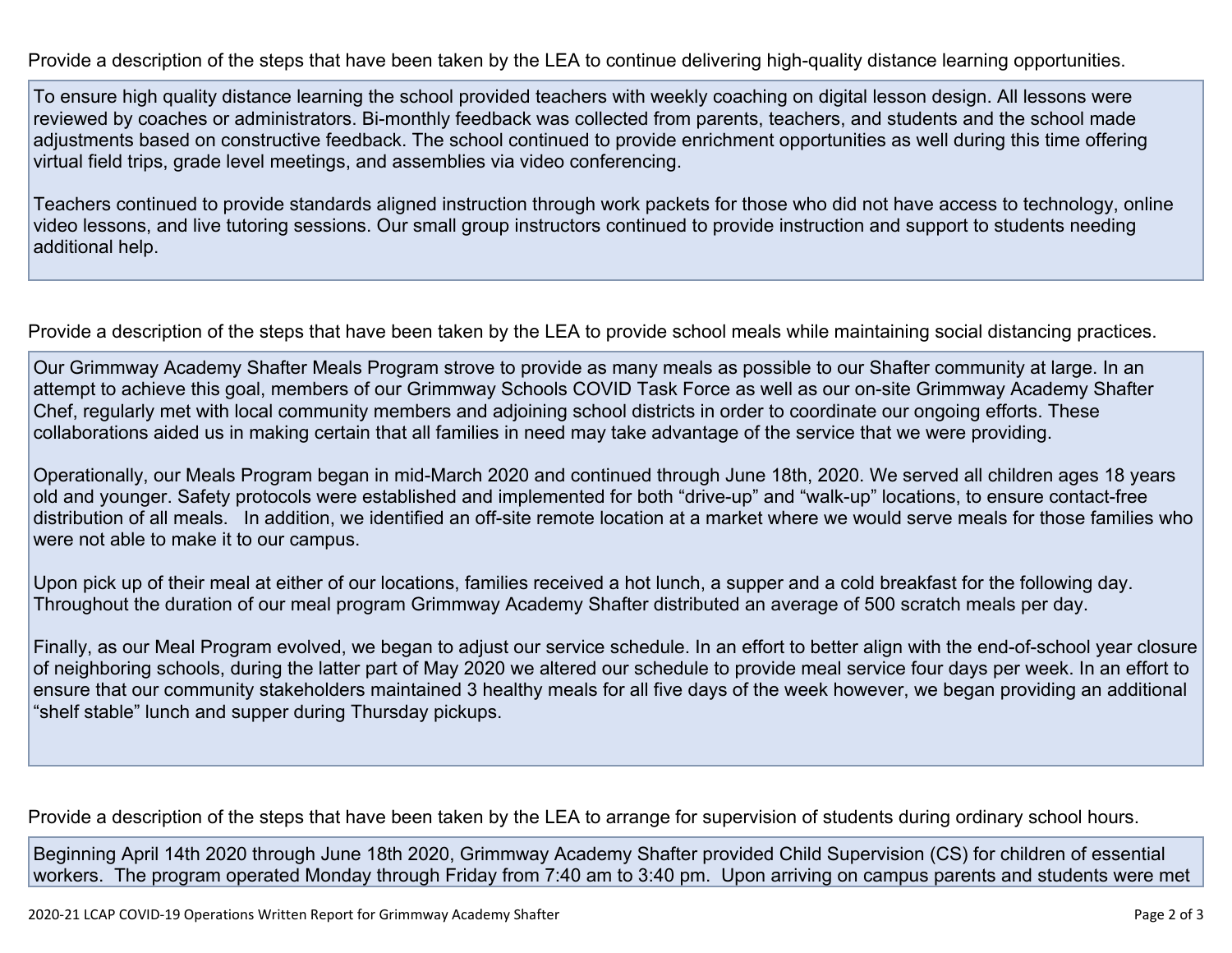Provide a description of the steps that have been taken by the LEA to continue delivering high-quality distance learning opportunities.

To ensure high quality distance learning the school provided teachers with weekly coaching on digital lesson design. All lessons were reviewed by coaches or administrators. Bi-monthly feedback was collected from parents, teachers, and students and the school made adjustments based on constructive feedback. The school continued to provide enrichment opportunities as well during this time offering virtual field trips, grade level meetings, and assemblies via video conferencing.

Teachers continued to provide standards aligned instruction through work packets for those who did not have access to technology, online video lessons, and live tutoring sessions. Our small group instructors continued to provide instruction and support to students needing additional help.

Provide a description of the steps that have been taken by the LEA to provide school meals while maintaining social distancing practices.

Our Grimmway Academy Shafter Meals Program strove to provide as many meals as possible to our Shafter community at large. In an attempt to achieve this goal, members of our Grimmway Schools COVID Task Force as well as our on-site Grimmway Academy Shafter Chef, regularly met with local community members and adjoining school districts in order to coordinate our ongoing efforts. These collaborations aided us in making certain that all families in need may take advantage of the service that we were providing.

Operationally, our Meals Program began in mid-March 2020 and continued through June 18th, 2020. We served all children ages 18 years old and younger. Safety protocols were established and implemented for both “drive-up” and “walk-up” locations, to ensure contact-free distribution of all meals. In addition, we identified an off-site remote location at a market where we would serve meals for those families who were not able to make it to our campus.

Upon pick up of their meal at either of our locations, families received a hot lunch, a supper and a cold breakfast for the following day. Throughout the duration of our meal program Grimmway Academy Shafter distributed an average of 500 scratch meals per day.

Finally, as our Meal Program evolved, we began to adjust our service schedule. In an effort to better align with the end-of-school year closure of neighboring schools, during the latter part of May 2020 we altered our schedule to provide meal service four days per week. In an effort to ensure that our community stakeholders maintained 3 healthy meals for all five days of the week however, we began providing an additional “shelf stable” lunch and supper during Thursday pickups.

Provide a description of the steps that have been taken by the LEA to arrange for supervision of students during ordinary school hours.

Beginning April 14th 2020 through June 18th 2020, Grimmway Academy Shafter provided Child Supervision (CS) for children of essential workers. The program operated Monday through Friday from 7:40 am to 3:40 pm. Upon arriving on campus parents and students were met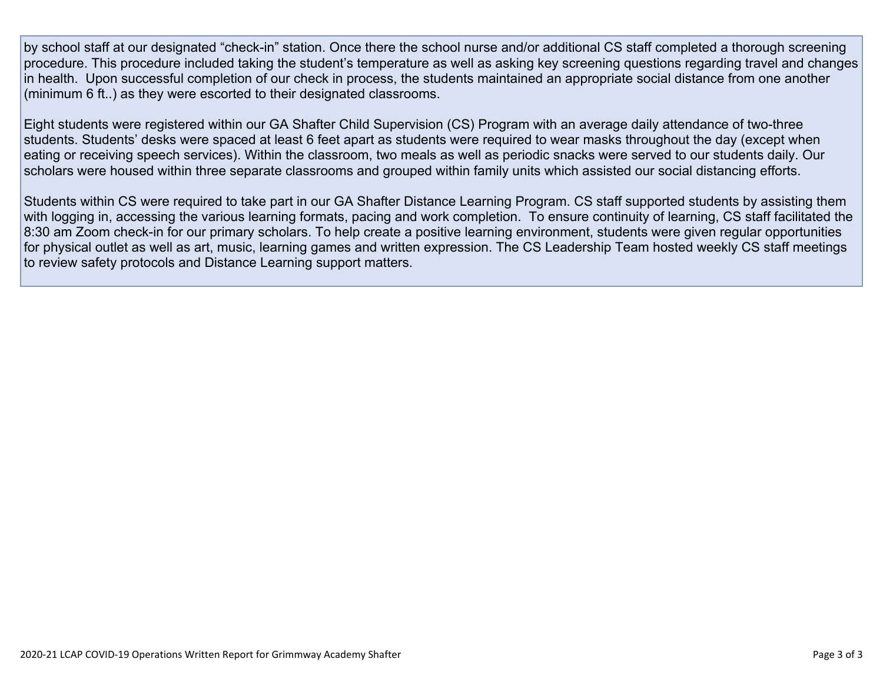by school staff at our designated "check-in" station. Once there the school nurse and/or additional CS staff completed a thorough screening procedure. This procedure included taking the student's temperature as well as asking key screening questions regarding travel and changes in health. Upon successful completion of our check in process, the students maintained an appropriate social distance from one another (minimum 6 ft..) as they were escorted to their designated classrooms.

Eight students were registered within our GA Shafter Child Supervision (CS) Program with an average daily attendance of two-three students. Students' desks were spaced at least 6 feet apart as students were required to wear masks throughout the day (except when eating or receiving speech services). Within the classroom, two meals as well as periodic snacks were served to our students daily. Our scholars were housed within three separate classrooms and grouped within family units which assisted our social distancing efforts.

Students within CS were required to take part in our GA Shafter Distance Learning Program. CS staff supported students by assisting them with logging in, accessing the various learning formats, pacing and work completion. To ensure continuity of learning, CS staff facilitated the 8:30 am Zoom check-in for our primary scholars. To help create a positive learning environment, students were given regular opportunities for physical outlet as well as art, music, learning games and written expression. The CS Leadership Team hosted weekly CS staff meetings to review safety protocols and Distance Learning support matters.